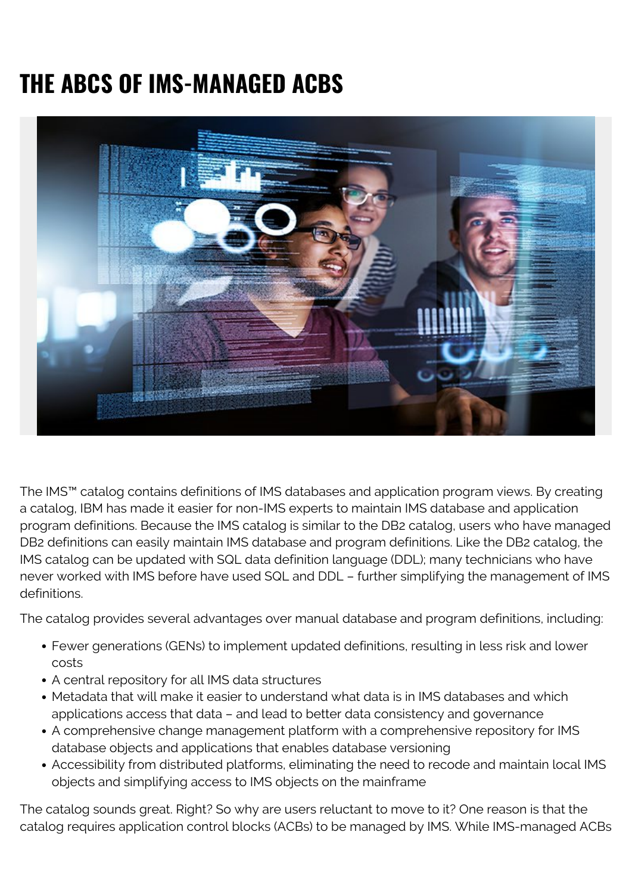# THE ABCS OF IMS-MANAGED ACBS

The IMS™ catalog contains definitions of IMS databases and application program views. By creating a catalog, IBM has made it easier for non-IMS experts to maintain IMS database and application program definitions. Because the IMS catalog is similar to the DB2 catalog, users who have managed DB2 definitions can easily maintain IMS database and program definitions. Like the DB2 catalog, the IMS catalog can be updated with SQL data definition language (DDL); many technicians who have never worked with IMS before have used SQL and DDL – further simplifying the management of IMS definitions.

The catalog provides several advantages over manual database and program definitions, including:

- Fewer generations (GENs) to implement updated definitions, resulting in less risk and lower costs
- A central repository for all IMS data structures
- Metadata that will make it easier to understand what data is in IMS databases and which applications access that data – and lead to better data consistency and governance
- A comprehensive change management platform with a comprehensive repository for IMS database objects and applications that enables database versioning
- Accessibility from distributed platforms, eliminating the need to recode and maintain local IMS objects and simplifying access to IMS objects on the mainframe

The catalog sounds great. Right? So why are users reluctant to move to it? One reason is that the catalog requires application control blocks (ACBs) to be managed by IMS. While IMS-managed ACBs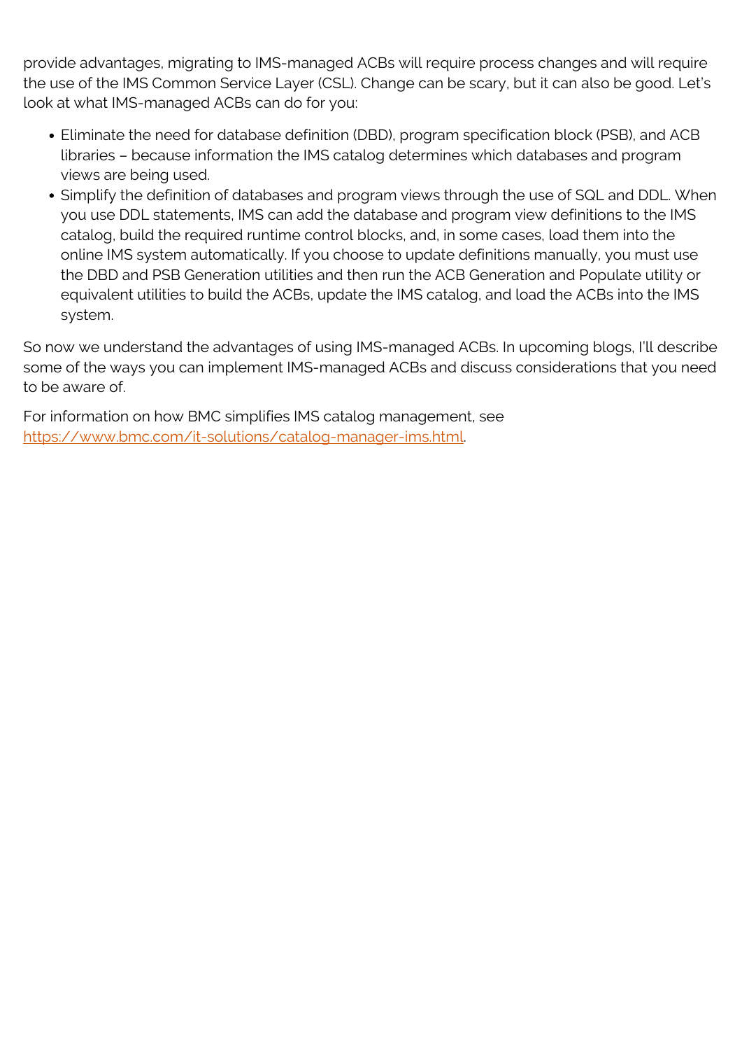provide advantages, migrating to IMS-managed ACBs will require process changes and will require the use of the IMS Common Service Layer (CSL). Change can be scary, but it can also be good. Let's look at what IMS-managed ACBs can do for you:

- Eliminate the need for database definition (DBD), program specification block (PSB), and ACB libraries – because information the IMS catalog determines which databases and program views are being used.
- Simplify the definition of databases and program views through the use of SQL and DDL. When you use DDL statements, IMS can add the database and program view definitions to the IMS catalog, build the required runtime control blocks, and, in some cases, load them into the online IMS system automatically. If you choose to update definitions manually, you must use the DBD and PSB Generation utilities and then run the ACB Generation and Populate utility or equivalent utilities to build the ACBs, update the IMS catalog, and load the ACBs into the IMS system.

So now we understand the advantages of using IMS-managed ACBs. In upcoming blogs, I'll describe some of the ways you can implement IMS-managed ACBs and discuss considerations that you need to be aware of.

For information on how BMC simplifies IMS catalog management, see https://www.bmc.com/it-solutions/catalog-manager-ims.html.